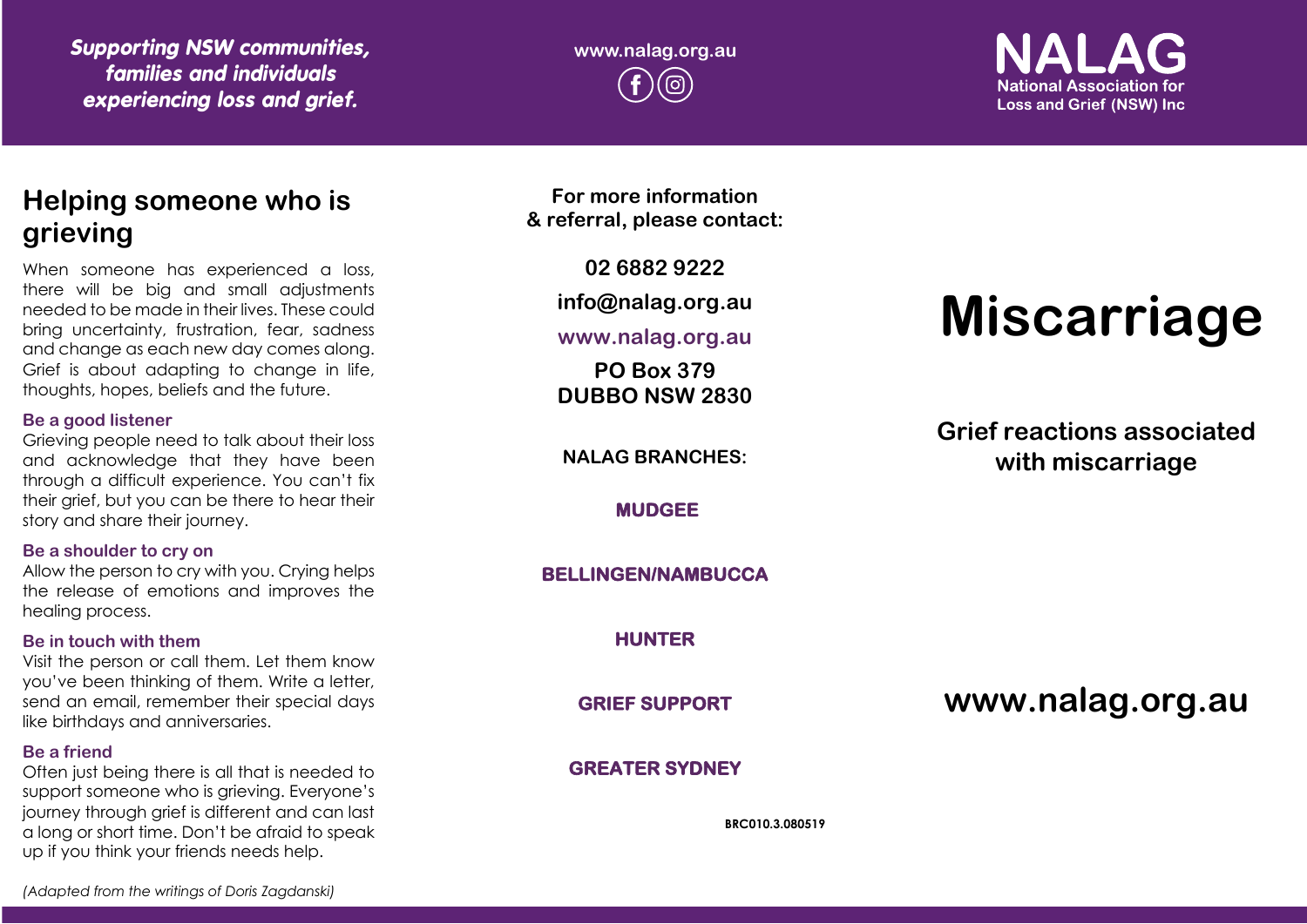*Supporting NSW communities, families and individuals experiencing loss and grief.*

www.nalag.org.au

**NALAG**
National Association for Loss and Grief (NSW) Inc

## Helping someone who is grieving

When someone has experienced a loss, there will be big and small adjustments needed to be made in their lives. These could bring uncertainty, frustration, fear, sadness and change as each new day comes along. Grief is about adapting to change in life, thoughts, hopes, beliefs and the future.

### Be a good listener

Grieving people need to talk about their loss and acknowledge that they have been through a difficult experience. You can't fix their grief, but you can be there to hear their story and share their journey.

### Be a shoulder to cry on

Allow the person to cry with you. Crying helps the release of emotions and improves the healing process.

### Be in touch with them

Visit the person or call them. Let them know you've been thinking of them. Write a letter, send an email, remember their special days like birthdays and anniversaries.

### Be a friend

Often just being there is all that is needed to support someone who is grieving. Everyone's journey through grief is different and can last a long or short time. Don't be afraid to speak up if you think your friends needs help.

*(Adapted from the writings of Doris Zagdanski)*

**For more information & referral, please contact:**

**02 6882 9222**

**info@nalag.org.au**

**www.nalag.org.au**

**PO Box 379**
**DUBBO NSW 2830**

**NALAG BRANCHES:**

**MUDGEE**

**BELLINGEN/NAMBUCCA**

**HUNTER**

**GRIEF SUPPORT**

**GREATER SYDNEY**

BRC010.3.080519

# Miscarriage

## Grief reactions associated with miscarriage

**www.nalag.org.au**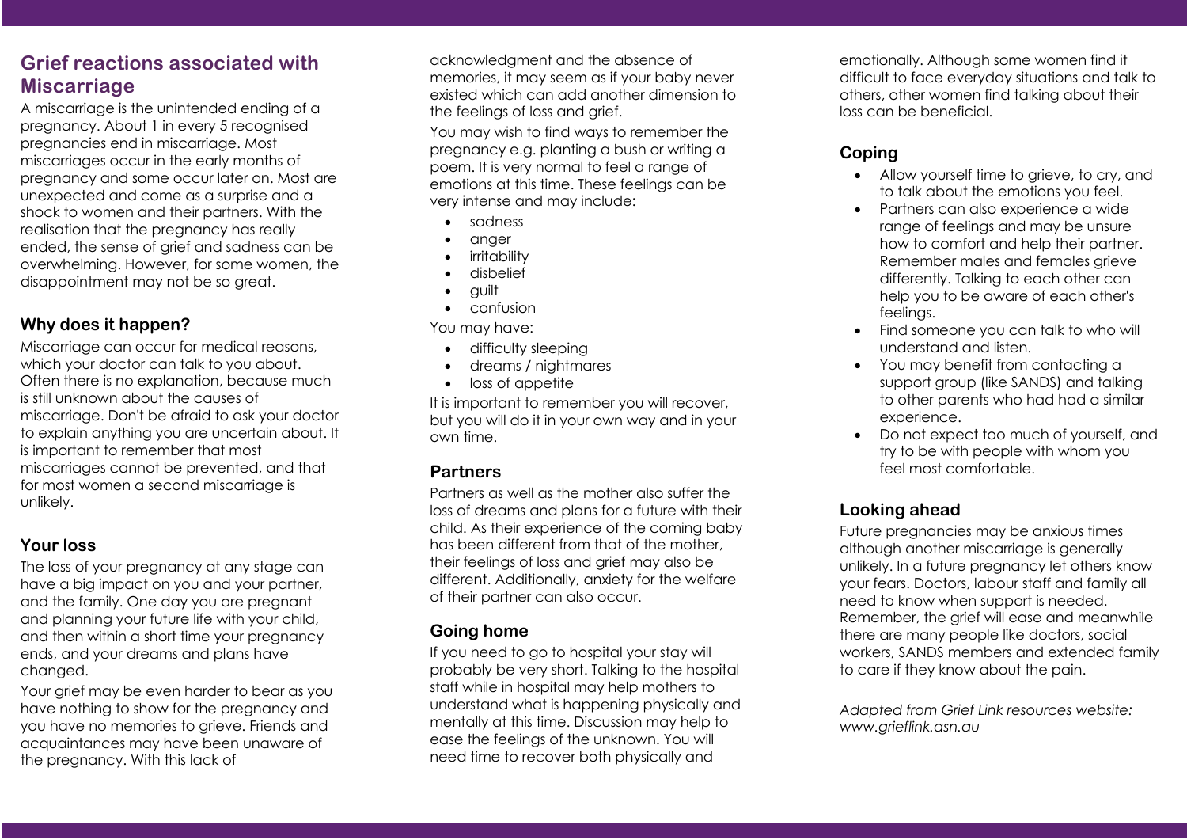## Grief reactions associated with Miscarriage

A miscarriage is the unintended ending of a pregnancy. About 1 in every 5 recognised pregnancies end in miscarriage. Most miscarriages occur in the early months of pregnancy and some occur later on. Most are unexpected and come as a surprise and a shock to women and their partners. With the realisation that the pregnancy has really ended, the sense of grief and sadness can be overwhelming. However, for some women, the disappointment may not be so great.

### Why does it happen?

Miscarriage can occur for medical reasons, which your doctor can talk to you about. Often there is no explanation, because much is still unknown about the causes of miscarriage. Don't be afraid to ask your doctor to explain anything you are uncertain about. It is important to remember that most miscarriages cannot be prevented, and that for most women a second miscarriage is unlikely.

### Your loss

The loss of your pregnancy at any stage can have a big impact on you and your partner, and the family. One day you are pregnant and planning your future life with your child, and then within a short time your pregnancy ends, and your dreams and plans have changed.

Your grief may be even harder to bear as you have nothing to show for the pregnancy and you have no memories to grieve. Friends and acquaintances may have been unaware of the pregnancy. With this lack of acknowledgment and the absence of memories, it may seem as if your baby never existed which can add another dimension to the feelings of loss and grief.

You may wish to find ways to remember the pregnancy e.g. planting a bush or writing a poem. It is very normal to feel a range of emotions at this time. These feelings can be very intense and may include:

- sadness
- anger
- irritability
- disbelief
- guilt
- confusion

You may have:

- difficulty sleeping
- dreams / nightmares
- loss of appetite

It is important to remember you will recover, but you will do it in your own way and in your own time.

### Partners

Partners as well as the mother also suffer the loss of dreams and plans for a future with their child. As their experience of the coming baby has been different from that of the mother, their feelings of loss and grief may also be different. Additionally, anxiety for the welfare of their partner can also occur.

### Going home

If you need to go to hospital your stay will probably be very short. Talking to the hospital staff while in hospital may help mothers to understand what is happening physically and mentally at this time. Discussion may help to ease the feelings of the unknown. You will need time to recover both physically and emotionally. Although some women find it difficult to face everyday situations and talk to others, other women find talking about their loss can be beneficial.

### Coping

- Allow yourself time to grieve, to cry, and to talk about the emotions you feel.
- Partners can also experience a wide range of feelings and may be unsure how to comfort and help their partner. Remember males and females grieve differently. Talking to each other can help you to be aware of each other's feelings.
- Find someone you can talk to who will understand and listen.
- You may benefit from contacting a support group (like SANDS) and talking to other parents who had had a similar experience.
- Do not expect too much of yourself, and try to be with people with whom you feel most comfortable.

### Looking ahead

Future pregnancies may be anxious times although another miscarriage is generally unlikely. In a future pregnancy let others know your fears. Doctors, labour staff and family all need to know when support is needed. Remember, the grief will ease and meanwhile there are many people like doctors, social workers, SANDS members and extended family to care if they know about the pain.

*Adapted from Grief Link resources website: www.grieflink.asn.au*